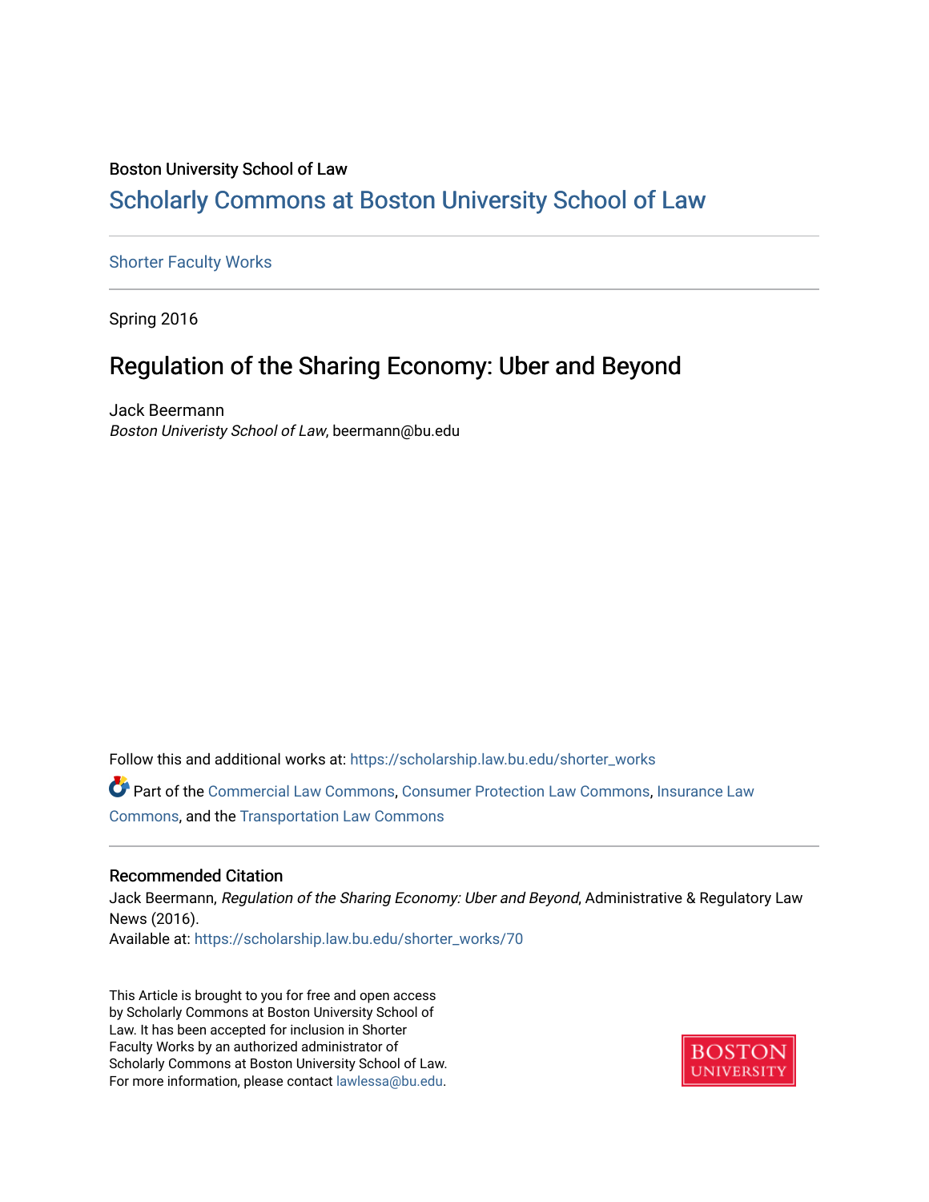Boston University School of Law

# Scholarly Commons at Boston University School of Law

Shorter Faculty Works

Spring 2016

## Regulation of the Sharing Economy: Uber and Beyond

Jack Beermann
*Boston Univeristy School of Law*, beermann@bu.edu

Follow this and additional works at: https://scholarship.law.bu.edu/shorter_works

Part of the Commercial Law Commons, Consumer Protection Law Commons, Insurance Law Commons, and the Transportation Law Commons

### Recommended Citation

Jack Beermann, *Regulation of the Sharing Economy: Uber and Beyond*, Administrative & Regulatory Law News (2016).
Available at: https://scholarship.law.bu.edu/shorter_works/70

This Article is brought to you for free and open access by Scholarly Commons at Boston University School of Law. It has been accepted for inclusion in Shorter Faculty Works by an authorized administrator of Scholarly Commons at Boston University School of Law. For more information, please contact lawlessa@bu.edu.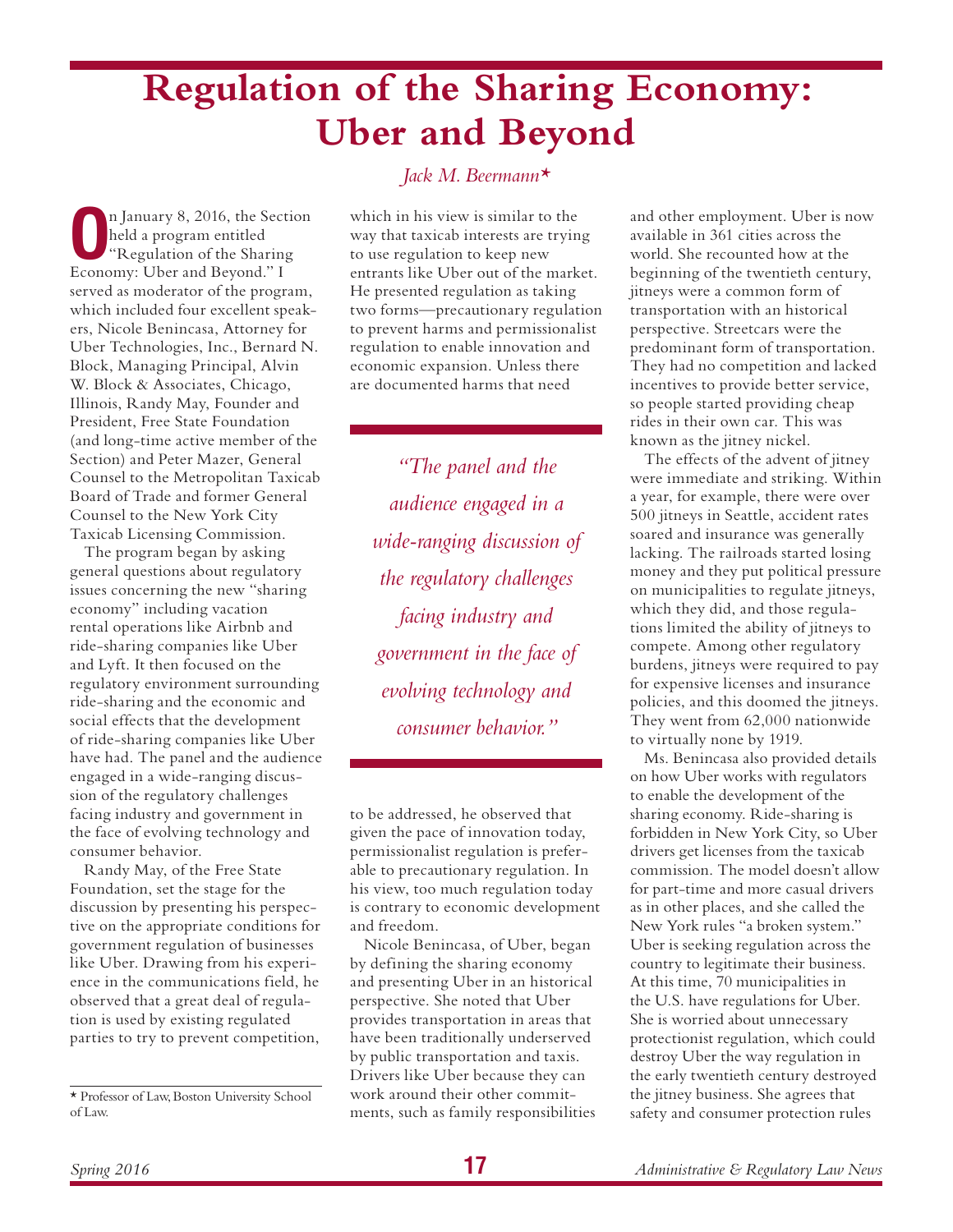# Regulation of the Sharing Economy: Uber and Beyond

*Jack M. Beermann\**

On January 8, 2016, the Section held a program entitled "Regulation of the Sharing Economy: Uber and Beyond." I served as moderator of the program, which included four excellent speakers, Nicole Benincasa, Attorney for Uber Technologies, Inc., Bernard N. Block, Managing Principal, Alvin W. Block & Associates, Chicago, Illinois, Randy May, Founder and President, Free State Foundation (and long-time active member of the Section) and Peter Mazer, General Counsel to the Metropolitan Taxicab Board of Trade and former General Counsel to the New York City Taxicab Licensing Commission.

The program began by asking general questions about regulatory issues concerning the new "sharing economy" including vacation rental operations like Airbnb and ride-sharing companies like Uber and Lyft. It then focused on the regulatory environment surrounding ride-sharing and the economic and social effects that the development of ride-sharing companies like Uber have had. The panel and the audience engaged in a wide-ranging discussion of the regulatory challenges facing industry and government in the face of evolving technology and consumer behavior.

Randy May, of the Free State Foundation, set the stage for the discussion by presenting his perspective on the appropriate conditions for government regulation of businesses like Uber. Drawing from his experience in the communications field, he observed that a great deal of regulation is used by existing regulated parties to try to prevent competition, which in his view is similar to the way that taxicab interests are trying to use regulation to keep new entrants like Uber out of the market. He presented regulation as taking two forms—precautionary regulation to prevent harms and permissionalist regulation to enable innovation and economic expansion. Unless there are documented harms that need to be addressed, he observed that given the pace of innovation today, permissionalist regulation is preferable to precautionary regulation. In his view, too much regulation today is contrary to economic development and freedom.

> *"The panel and the audience engaged in a wide-ranging discussion of the regulatory challenges facing industry and government in the face of evolving technology and consumer behavior."*

Nicole Benincasa, of Uber, began by defining the sharing economy and presenting Uber in an historical perspective. She noted that Uber provides transportation in areas that have been traditionally underserved by public transportation and taxis. Drivers like Uber because they can work around their other commitments, such as family responsibilities and other employment. Uber is now available in 361 cities across the world. She recounted how at the beginning of the twentieth century, jitneys were a common form of transportation with an historical perspective. Streetcars were the predominant form of transportation. They had no competition and lacked incentives to provide better service, so people started providing cheap rides in their own car. This was known as the jitney nickel.

The effects of the advent of jitney were immediate and striking. Within a year, for example, there were over 500 jitneys in Seattle, accident rates soared and insurance was generally lacking. The railroads started losing money and they put political pressure on municipalities to regulate jitneys, which they did, and those regulations limited the ability of jitneys to compete. Among other regulatory burdens, jitneys were required to pay for expensive licenses and insurance policies, and this doomed the jitneys. They went from 62,000 nationwide to virtually none by 1919.

Ms. Benincasa also provided details on how Uber works with regulators to enable the development of the sharing economy. Ride-sharing is forbidden in New York City, so Uber drivers get licenses from the taxicab commission. The model doesn't allow for part-time and more casual drivers as in other places, and she called the New York rules "a broken system." Uber is seeking regulation across the country to legitimate their business. At this time, 70 municipalities in the U.S. have regulations for Uber. She is worried about unnecessary protectionist regulation, which could destroy Uber the way regulation in the early twentieth century destroyed the jitney business. She agrees that safety and consumer protection rules

---

\* Professor of Law, Boston University School of Law.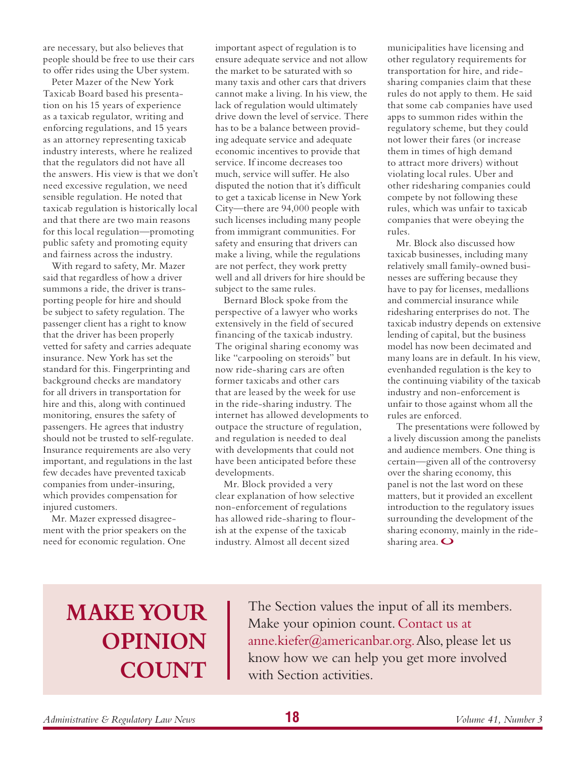are necessary, but also believes that people should be free to use their cars to offer rides using the Uber system.

Peter Mazer of the New York Taxicab Board based his presentation on his 15 years of experience as a taxicab regulator, writing and enforcing regulations, and 15 years as an attorney representing taxicab industry interests, where he realized that the regulators did not have all the answers. His view is that we don't need excessive regulation, we need sensible regulation. He noted that taxicab regulation is historically local and that there are two main reasons for this local regulation—promoting public safety and promoting equity and fairness across the industry.

With regard to safety, Mr. Mazer said that regardless of how a driver summons a ride, the driver is transporting people for hire and should be subject to safety regulation. The passenger client has a right to know that the driver has been properly vetted for safety and carries adequate insurance. New York has set the standard for this. Fingerprinting and background checks are mandatory for all drivers in transportation for hire and this, along with continued monitoring, ensures the safety of passengers. He agrees that industry should not be trusted to self-regulate. Insurance requirements are also very important, and regulations in the last few decades have prevented taxicab companies from under-insuring, which provides compensation for injured customers.

Mr. Mazer expressed disagreement with the prior speakers on the need for economic regulation. One important aspect of regulation is to ensure adequate service and not allow the market to be saturated with so many taxis and other cars that drivers cannot make a living. In his view, the lack of regulation would ultimately drive down the level of service. There has to be a balance between providing adequate service and adequate economic incentives to provide that service. If income decreases too much, service will suffer. He also disputed the notion that it's difficult to get a taxicab license in New York City—there are 94,000 people with such licenses including many people from immigrant communities. For safety and ensuring that drivers can make a living, while the regulations are not perfect, they work pretty well and all drivers for hire should be subject to the same rules.

Bernard Block spoke from the perspective of a lawyer who works extensively in the field of secured financing of the taxicab industry. The original sharing economy was like "carpooling on steroids" but now ride-sharing cars are often former taxicabs and other cars that are leased by the week for use in the ride-sharing industry. The internet has allowed developments to outpace the structure of regulation, and regulation is needed to deal with developments that could not have been anticipated before these developments.

Mr. Block provided a very clear explanation of how selective non-enforcement of regulations has allowed ride-sharing to flourish at the expense of the taxicab industry. Almost all decent sized municipalities have licensing and other regulatory requirements for transportation for hire, and ride-sharing companies claim that these rules do not apply to them. He said that some cab companies have used apps to summon rides within the regulatory scheme, but they could not lower their fares (or increase them in times of high demand to attract more drivers) without violating local rules. Uber and other ridesharing companies could compete by not following these rules, which was unfair to taxicab companies that were obeying the rules.

Mr. Block also discussed how taxicab businesses, including many relatively small family-owned businesses are suffering because they have to pay for licenses, medallions and commercial insurance while ridesharing enterprises do not. The taxicab industry depends on extensive lending of capital, but the business model has now been decimated and many loans are in default. In his view, evenhanded regulation is the key to the continuing viability of the taxicab industry and non-enforcement is unfair to those against whom all the rules are enforced.

The presentations were followed by a lively discussion among the panelists and audience members. One thing is certain—given all of the controversy over the sharing economy, this panel is not the last word on these matters, but it provided an excellent introduction to the regulatory issues surrounding the development of the sharing economy, mainly in the ride-sharing area.

**MAKE YOUR OPINION COUNT**

The Section values the input of all its members. Make your opinion count. Contact us at anne.kiefer@americanbar.org. Also, please let us know how we can help you get more involved with Section activities.